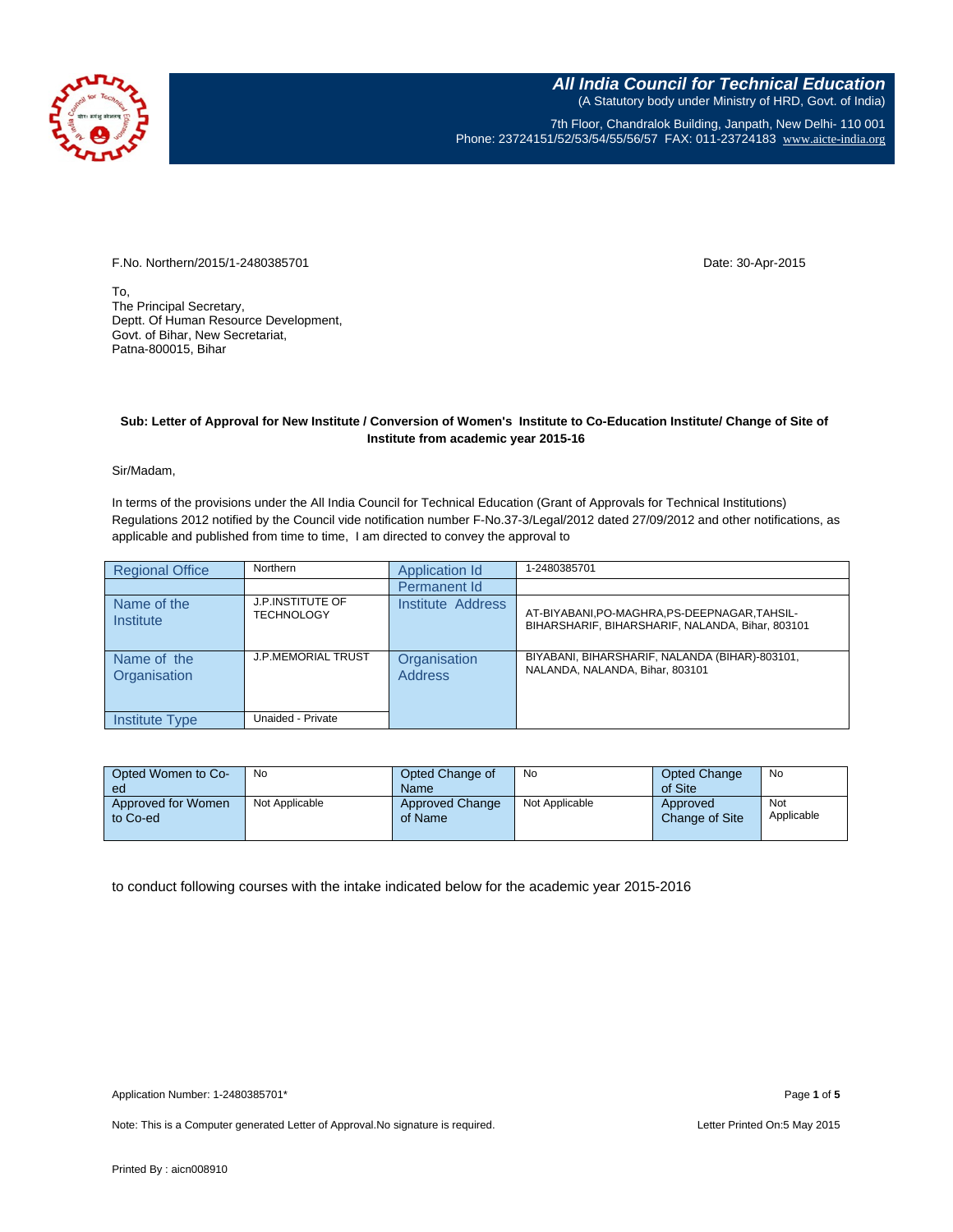**All India Council for Technical Education**
(A Statutory body under Ministry of HRD, Govt. of India)

7th Floor, Chandralok Building, Janpath, New Delhi- 110 001
Phone: 23724151/52/53/54/55/56/57 FAX: 011-23724183 www.aicte-india.org

F.No. Northern/2015/1-2480385701

Date: 30-Apr-2015

To,
The Principal Secretary,
Deptt. Of Human Resource Development,
Govt. of Bihar, New Secretariat,
Patna-800015, Bihar

**Sub: Letter of Approval for New Institute / Conversion of Women's Institute to Co-Education Institute/ Change of Site of Institute from academic year 2015-16**

Sir/Madam,

In terms of the provisions under the All India Council for Technical Education (Grant of Approvals for Technical Institutions) Regulations 2012 notified by the Council vide notification number F-No.37-3/Legal/2012 dated 27/09/2012 and other notifications, as applicable and published from time to time, I am directed to convey the approval to

| Regional Office | Northern | Application Id | 1-2480385701 |
|---|---|---|---|
| | | Permanent Id | |
| Name of the Institute | J.P.INSTITUTE OF TECHNOLOGY | Institute Address | AT-BIYABANI,PO-MAGHRA,PS-DEEPNAGAR,TAHSIL-BIHARSHARIF, BIHARSHARIF, NALANDA, Bihar, 803101 |
| Name of the Organisation | J.P.MEMORIAL TRUST | Organisation Address | BIYABANI, BIHARSHARIF, NALANDA (BIHAR)-803101, NALANDA, NALANDA, Bihar, 803101 |
| Institute Type | Unaided - Private | | |

| Opted Women to Co-ed | No | Opted Change of Name | No | Opted Change of Site | No |
|---|---|---|---|---|---|
| Approved for Women to Co-ed | Not Applicable | Approved Change of Name | Not Applicable | Approved Change of Site | Not Applicable |

to conduct following courses with the intake indicated below for the academic year 2015-2016

Application Number: 1-2480385701*

Note: This is a Computer generated Letter of Approval.No signature is required.

Letter Printed On:5 May 2015

Printed By : aicn008910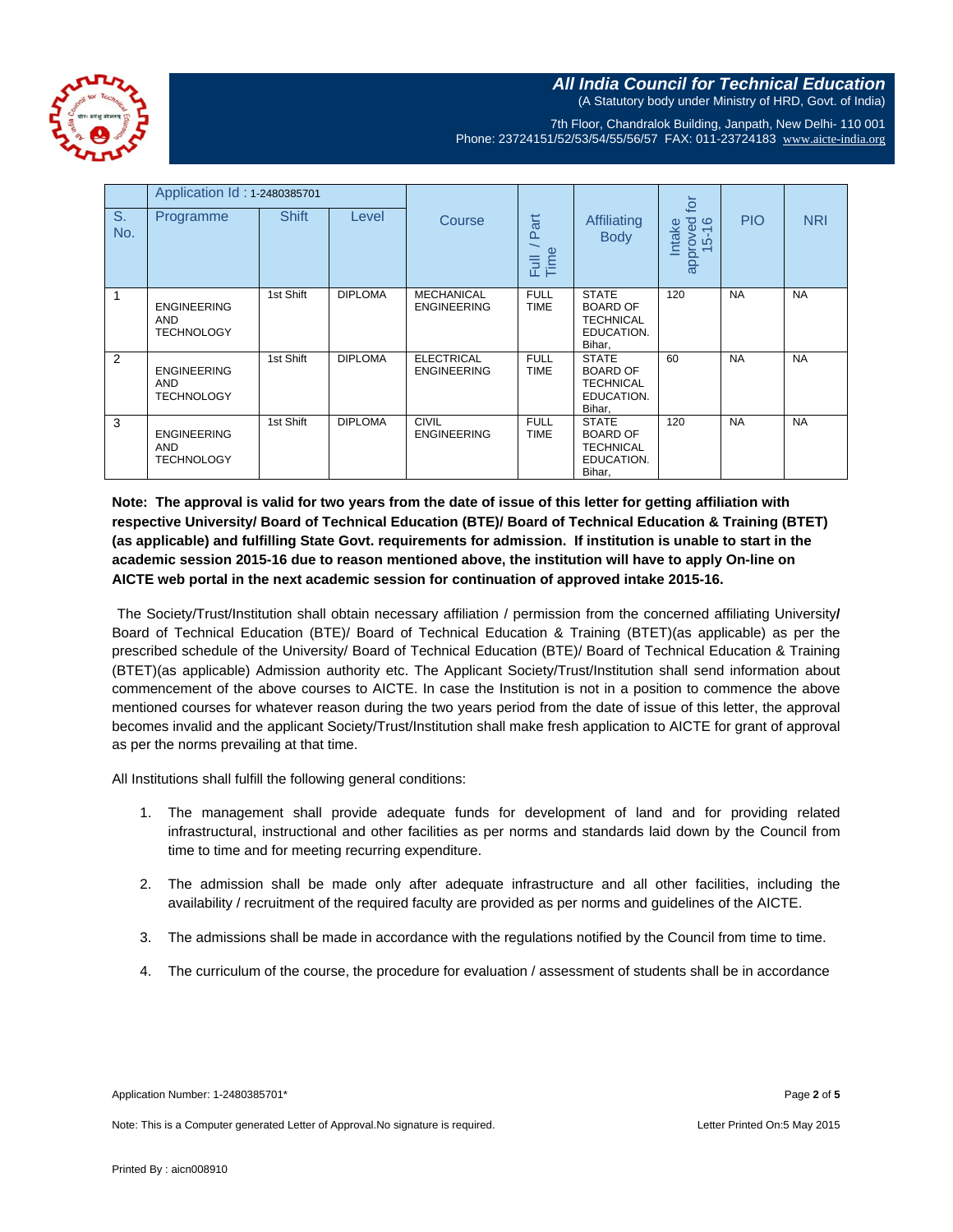**All India Council for Technical Education**
(A Statutory body under Ministry of HRD, Govt. of India)

7th Floor, Chandralok Building, Janpath, New Delhi- 110 001
Phone: 23724151/52/53/54/55/56/57 FAX: 011-23724183 www.aicte-india.org

| | Application Id : 1-2480385701 | | | | | | | | |
|---|---|---|---|---|---|---|---|---|---|
| S. No. | Programme | Shift | Level | Course | Full / Part Time | Affiliating Body | Intake approved for 15-16 | PIO | NRI |
| 1 | ENGINEERING AND TECHNOLOGY | 1st Shift | DIPLOMA | MECHANICAL ENGINEERING | FULL TIME | STATE BOARD OF TECHNICAL EDUCATION. Bihar, | 120 | NA | NA |
| 2 | ENGINEERING AND TECHNOLOGY | 1st Shift | DIPLOMA | ELECTRICAL ENGINEERING | FULL TIME | STATE BOARD OF TECHNICAL EDUCATION. Bihar, | 60 | NA | NA |
| 3 | ENGINEERING AND TECHNOLOGY | 1st Shift | DIPLOMA | CIVIL ENGINEERING | FULL TIME | STATE BOARD OF TECHNICAL EDUCATION. Bihar, | 120 | NA | NA |

**Note: The approval is valid for two years from the date of issue of this letter for getting affiliation with respective University/ Board of Technical Education (BTE)/ Board of Technical Education & Training (BTET) (as applicable) and fulfilling State Govt. requirements for admission. If institution is unable to start in the academic session 2015-16 due to reason mentioned above, the institution will have to apply On-line on AICTE web portal in the next academic session for continuation of approved intake 2015-16.**

The Society/Trust/Institution shall obtain necessary affiliation / permission from the concerned affiliating University/ Board of Technical Education (BTE)/ Board of Technical Education & Training (BTET)(as applicable) as per the prescribed schedule of the University/ Board of Technical Education (BTE)/ Board of Technical Education & Training (BTET)(as applicable) Admission authority etc. The Applicant Society/Trust/Institution shall send information about commencement of the above courses to AICTE. In case the Institution is not in a position to commence the above mentioned courses for whatever reason during the two years period from the date of issue of this letter, the approval becomes invalid and the applicant Society/Trust/Institution shall make fresh application to AICTE for grant of approval as per the norms prevailing at that time.

All Institutions shall fulfill the following general conditions:

1. The management shall provide adequate funds for development of land and for providing related infrastructure, instructional and other facilities as per norms and standards laid down by the Council from time to time and for meeting recurring expenditure.
2. The admission shall be made only after adequate infrastructure and all other facilities, including the availability / recruitment of the required faculty are provided as per norms and guidelines of the AICTE.
3. The admissions shall be made in accordance with the regulations notified by the Council from time to time.
4. The curriculum of the course, the procedure for evaluation / assessment of students shall be in accordance

Application Number: 1-2480385701*

Note: This is a Computer generated Letter of Approval.No signature is required. Letter Printed On:5 May 2015

Printed By : aicn008910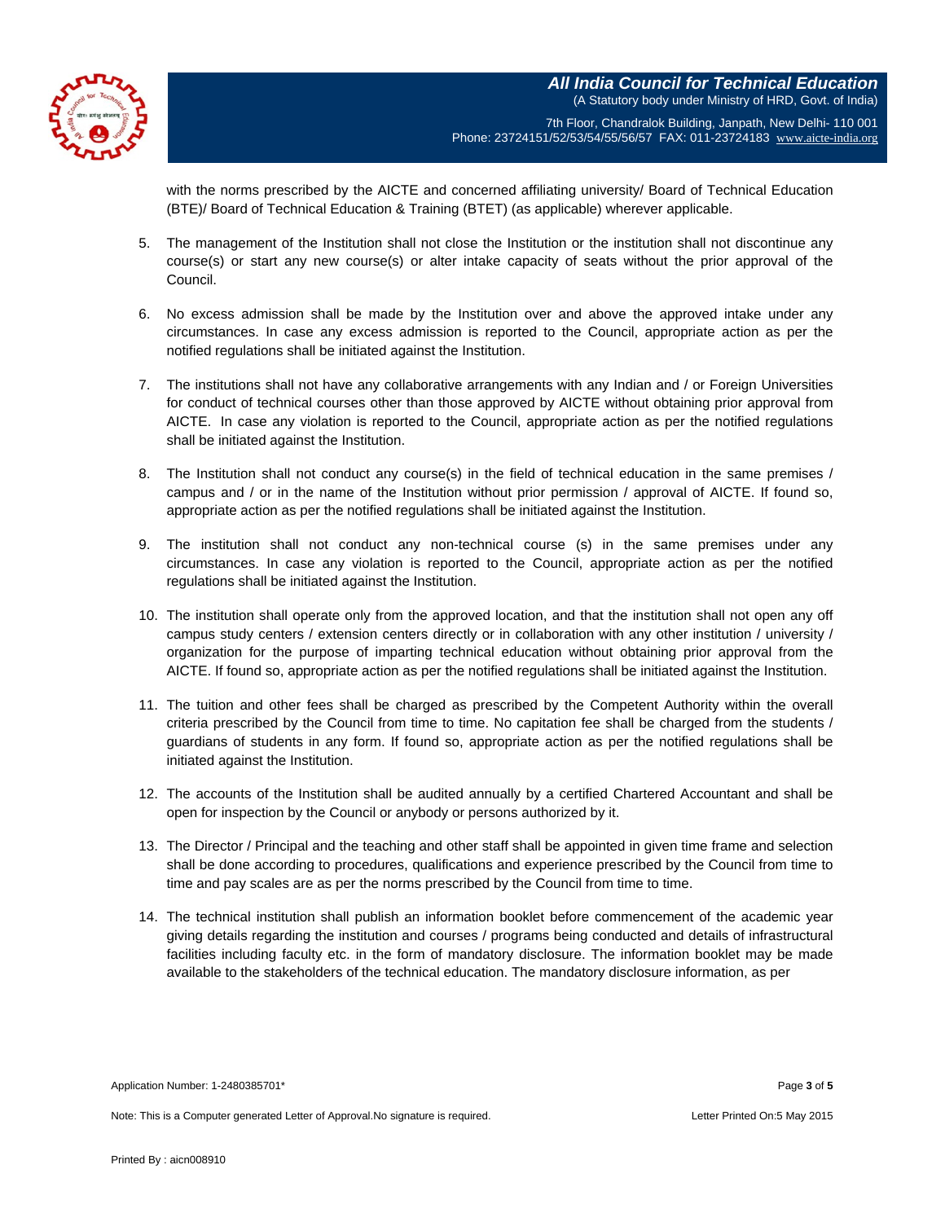with the norms prescribed by the AICTE and concerned affiliating university/ Board of Technical Education (BTE)/ Board of Technical Education & Training (BTET) (as applicable) wherever applicable.

5. The management of the Institution shall not close the Institution or the institution shall not discontinue any course(s) or start any new course(s) or alter intake capacity of seats without the prior approval of the Council.

6. No excess admission shall be made by the Institution over and above the approved intake under any circumstances. In case any excess admission is reported to the Council, appropriate action as per the notified regulations shall be initiated against the Institution.

7. The institutions shall not have any collaborative arrangements with any Indian and / or Foreign Universities for conduct of technical courses other than those approved by AICTE without obtaining prior approval from AICTE. In case any violation is reported to the Council, appropriate action as per the notified regulations shall be initiated against the Institution.

8. The Institution shall not conduct any course(s) in the field of technical education in the same premises / campus and / or in the name of the Institution without prior permission / approval of AICTE. If found so, appropriate action as per the notified regulations shall be initiated against the Institution.

9. The institution shall not conduct any non-technical course (s) in the same premises under any circumstances. In case any violation is reported to the Council, appropriate action as per the notified regulations shall be initiated against the Institution.

10. The institution shall operate only from the approved location, and that the institution shall not open any off campus study centers / extension centers directly or in collaboration with any other institution / university / organization for the purpose of imparting technical education without obtaining prior approval from the AICTE. If found so, appropriate action as per the notified regulations shall be initiated against the Institution.

11. The tuition and other fees shall be charged as prescribed by the Competent Authority within the overall criteria prescribed by the Council from time to time. No capitation fee shall be charged from the students / guardians of students in any form. If found so, appropriate action as per the notified regulations shall be initiated against the Institution.

12. The accounts of the Institution shall be audited annually by a certified Chartered Accountant and shall be open for inspection by the Council or anybody or persons authorized by it.

13. The Director / Principal and the teaching and other staff shall be appointed in given time frame and selection shall be done according to procedures, qualifications and experience prescribed by the Council from time to time and pay scales are as per the norms prescribed by the Council from time to time.

14. The technical institution shall publish an information booklet before commencement of the academic year giving details regarding the institution and courses / programs being conducted and details of infrastructural facilities including faculty etc. in the form of mandatory disclosure. The information booklet may be made available to the stakeholders of the technical education. The mandatory disclosure information, as per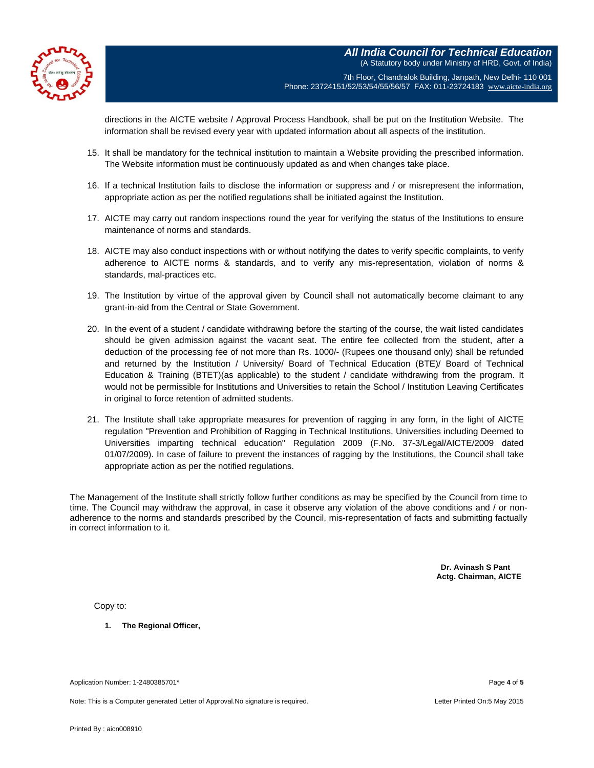directions in the AICTE website / Approval Process Handbook, shall be put on the Institution Website. The information shall be revised every year with updated information about all aspects of the institution.

15. It shall be mandatory for the technical institution to maintain a Website providing the prescribed information. The Website information must be continuously updated as and when changes take place.

16. If a technical Institution fails to disclose the information or suppress and / or misrepresent the information, appropriate action as per the notified regulations shall be initiated against the Institution.

17. AICTE may carry out random inspections round the year for verifying the status of the Institutions to ensure maintenance of norms and standards.

18. AICTE may also conduct inspections with or without notifying the dates to verify specific complaints, to verify adherence to AICTE norms & standards, and to verify any mis-representation, violation of norms & standards, mal-practices etc.

19. The Institution by virtue of the approval given by Council shall not automatically become claimant to any grant-in-aid from the Central or State Government.

20. In the event of a student / candidate withdrawing before the starting of the course, the wait listed candidates should be given admission against the vacant seat. The entire fee collected from the student, after a deduction of the processing fee of not more than Rs. 1000/- (Rupees one thousand only) shall be refunded and returned by the Institution / University/ Board of Technical Education (BTE)/ Board of Technical Education & Training (BTET)(as applicable) to the student / candidate withdrawing from the program. It would not be permissible for Institutions and Universities to retain the School / Institution Leaving Certificates in original to force retention of admitted students.

21. The Institute shall take appropriate measures for prevention of ragging in any form, in the light of AICTE regulation "Prevention and Prohibition of Ragging in Technical Institutions, Universities including Deemed to Universities imparting technical education" Regulation 2009 (F.No. 37-3/Legal/AICTE/2009 dated 01/07/2009). In case of failure to prevent the instances of ragging by the Institutions, the Council shall take appropriate action as per the notified regulations.

The Management of the Institute shall strictly follow further conditions as may be specified by the Council from time to time. The Council may withdraw the approval, in case it observe any violation of the above conditions and / or non-adherence to the norms and standards prescribed by the Council, mis-representation of facts and submitting factually in correct information to it.

**Dr. Avinash S Pant**
**Actg. Chairman, AICTE**

Copy to:

1. **The Regional Officer,**

Application Number: 1-2480385701*

Note: This is a Computer generated Letter of Approval.No signature is required.

Letter Printed On:5 May 2015

Printed By : aicn008910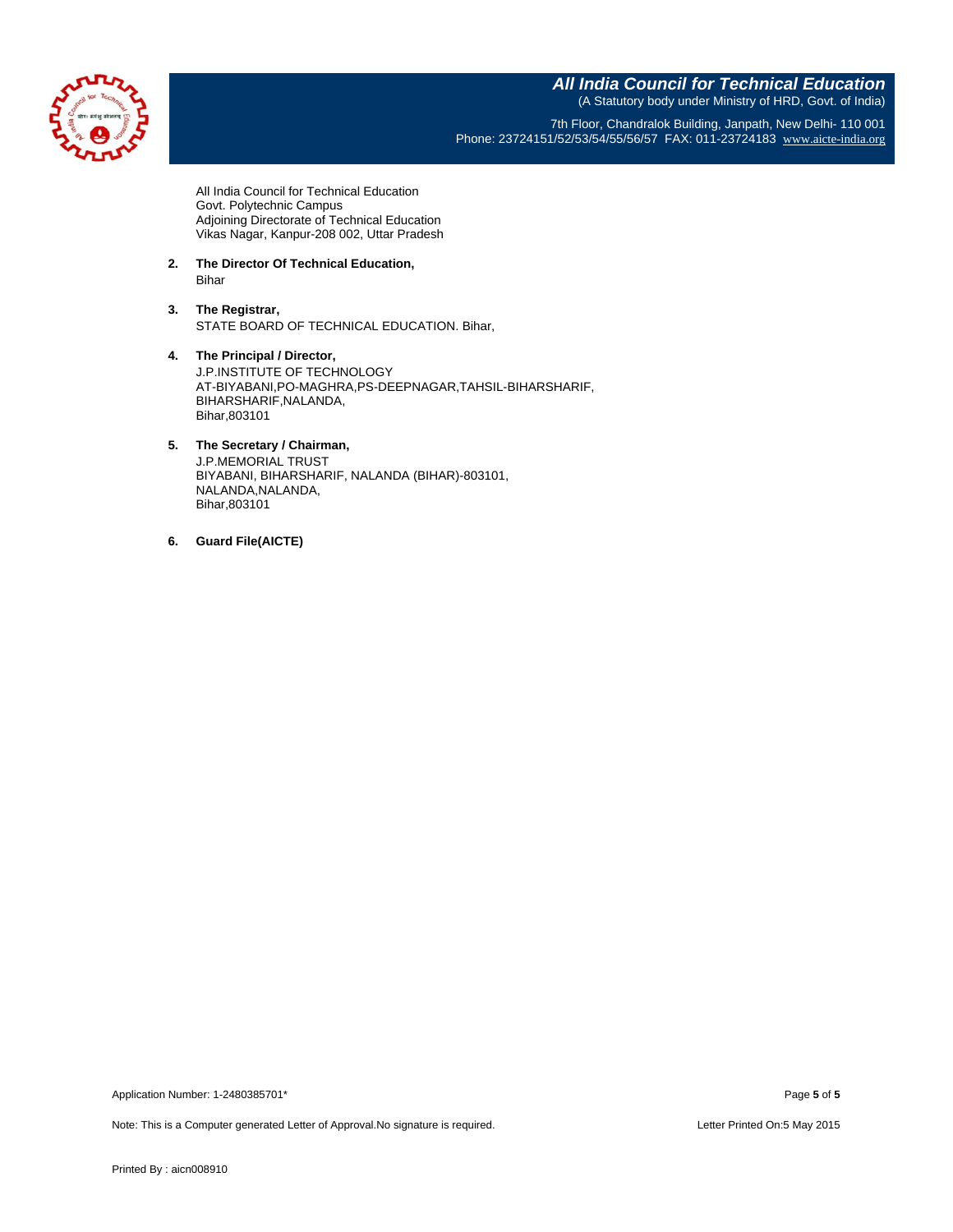All India Council for Technical Education
Govt. Polytechnic Campus
Adjoining Directorate of Technical Education
Vikas Nagar, Kanpur-208 002, Uttar Pradesh

2. **The Director Of Technical Education,**
   Bihar

3. **The Registrar,**
   STATE BOARD OF TECHNICAL EDUCATION. Bihar,

4. **The Principal / Director,**
   J.P.INSTITUTE OF TECHNOLOGY
   AT-BIYABANI,PO-MAGHRA,PS-DEEPNAGAR,TAHSIL-BIHARSHARIF,
   BIHARSHARIF,NALANDA,
   Bihar,803101

5. **The Secretary / Chairman,**
   J.P.MEMORIAL TRUST
   BIYABANI, BIHARSHARIF, NALANDA (BIHAR)-803101,
   NALANDA,NALANDA,
   Bihar,803101

6. **Guard File(AICTE)**

Application Number: 1-2480385701*

Note: This is a Computer generated Letter of Approval.No signature is required.

Letter Printed On:5 May 2015

Printed By : aicn008910